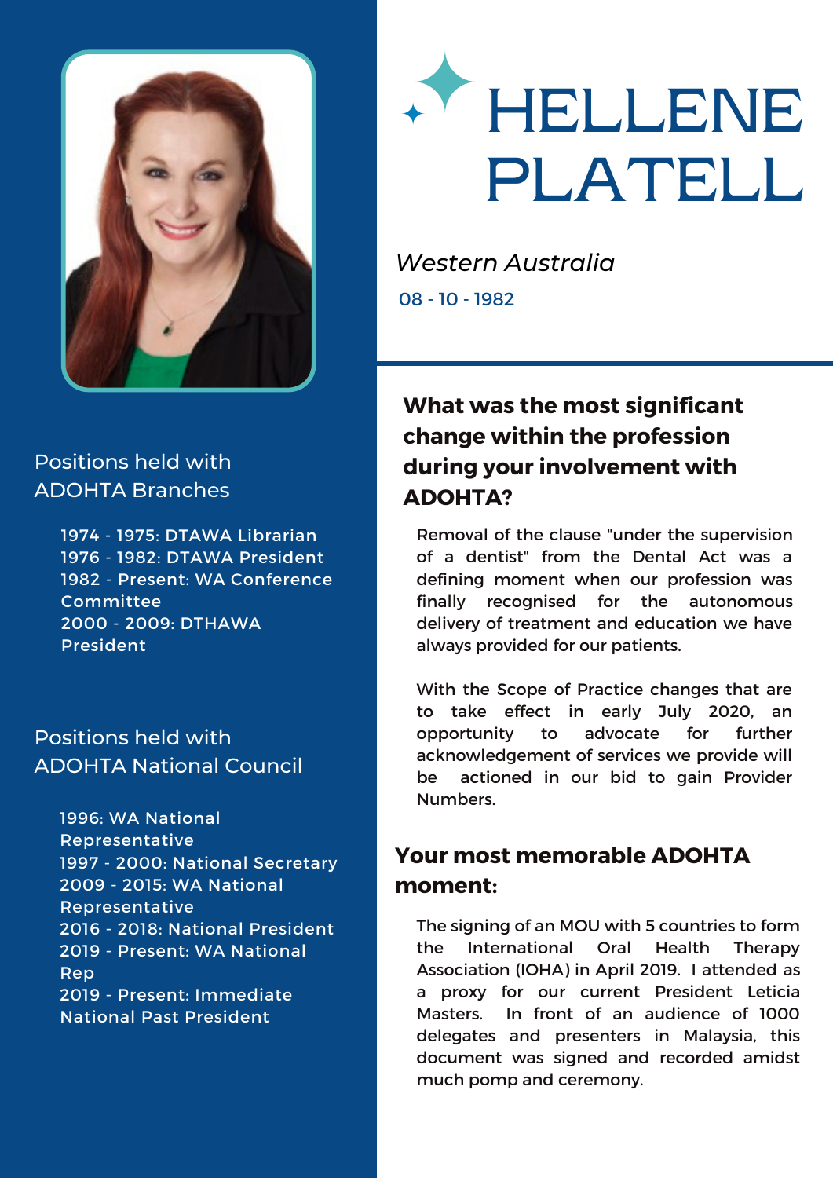# HELLENE PLATELL

*Western Australia*

08 - 10 - 1982

## Positions held with ADOHTA Branches

- 1974 - 1975: DTAWA Librarian
- 1976 - 1982: DTAWA President
- 1982 - Present: WA Conference Committee
- 2000 - 2009: DTHAWA President

## Positions held with ADOHTA National Council

- 1996: WA National Representative
- 1997 - 2000: National Secretary
- 2009 - 2015: WA National Representative
- 2016 - 2018: National President
- 2019 - Present: WA National Rep
- 2019 - Present: Immediate National Past President

## What was the most significant change within the profession during your involvement with ADOHTA?

Removal of the clause "under the supervision of a dentist" from the Dental Act was a defining moment when our profession was finally recognised for the autonomous delivery of treatment and education we have always provided for our patients.

With the Scope of Practice changes that are to take effect in early July 2020, an opportunity to advocate for further acknowledgement of services we provide will be actioned in our bid to gain Provider Numbers.

## Your most memorable ADOHTA moment:

The signing of an MOU with 5 countries to form the International Oral Health Therapy Association (IOHA) in April 2019. I attended as a proxy for our current President Leticia Masters. In front of an audience of 1000 delegates and presenters in Malaysia, this document was signed and recorded amidst much pomp and ceremony.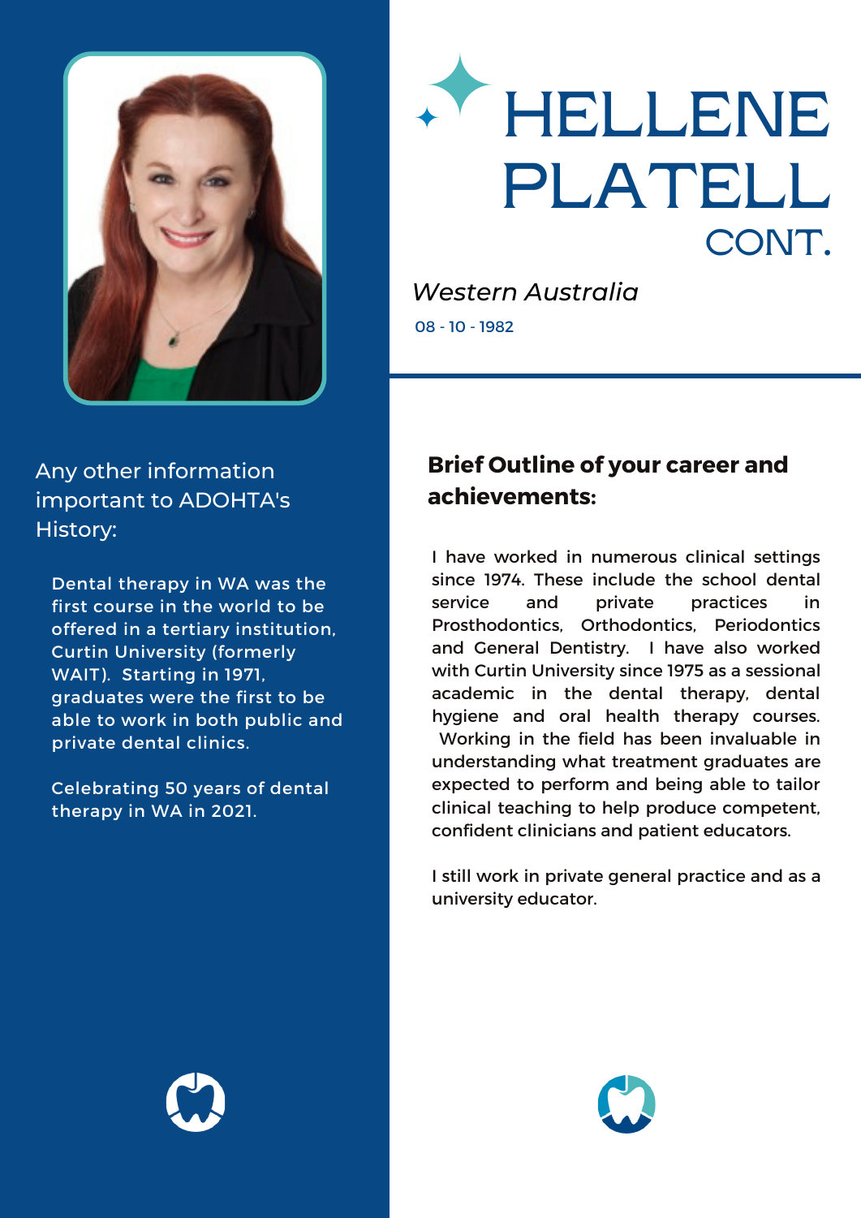# HELLENE PLATELL CONT.

*Western Australia*

08 - 10 - 1982

## Brief Outline of your career and achievements:

I have worked in numerous clinical settings since 1974. These include the school dental service and private practices in Prosthodontics, Orthodontics, Periodontics and General Dentistry. I have also worked with Curtin University since 1975 as a sessional academic in the dental therapy, dental hygiene and oral health therapy courses. Working in the field has been invaluable in understanding what treatment graduates are expected to perform and being able to tailor clinical teaching to help produce competent, confident clinicians and patient educators.

I still work in private general practice and as a university educator.

## Any other information important to ADOHTA's History:

Dental therapy in WA was the first course in the world to be offered in a tertiary institution, Curtin University (formerly WAIT). Starting in 1971, graduates were the first to be able to work in both public and private dental clinics.

Celebrating 50 years of dental therapy in WA in 2021.